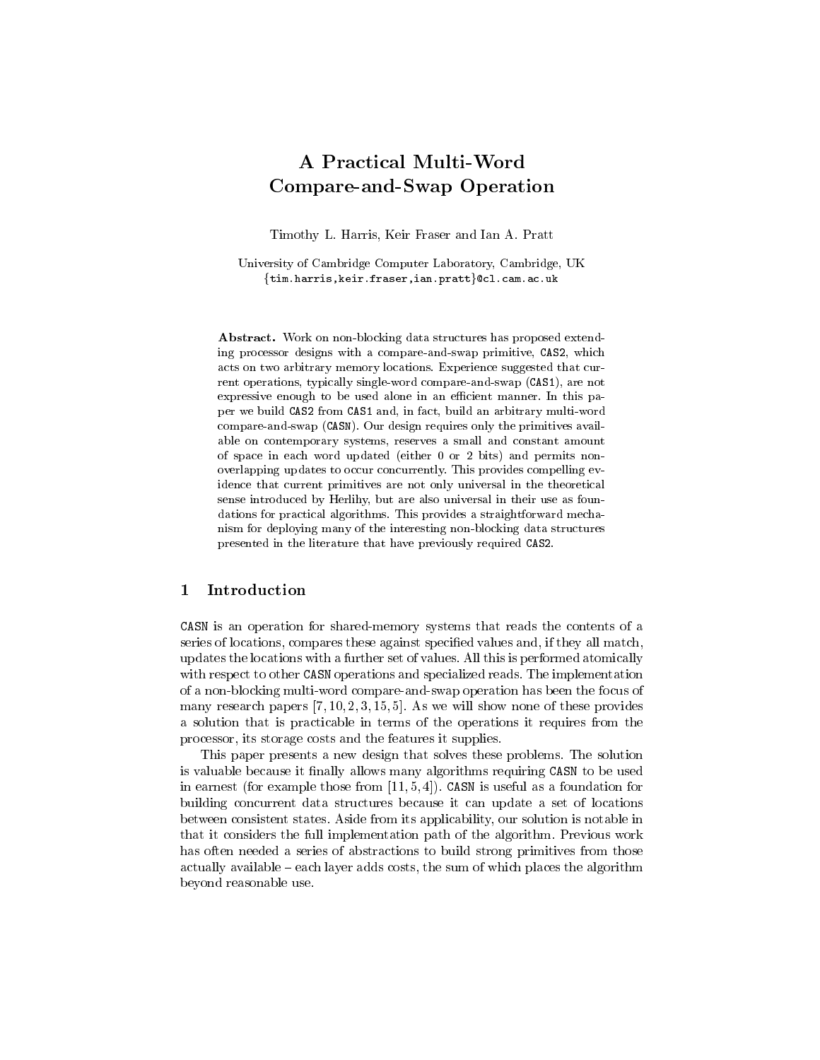# A Practical Multi-Word Compare-and-Swap Operation

Timothy L. Harris, Keir Fraser and Ian A. Pratt

University of Cambridge Computer Laboratory, Cambridge, UK
{tim.harris,keir.fraser,ian.pratt}@cl.cam.ac.uk

**Abstract.** Work on non-blocking data structures has proposed extending processor designs with a compare-and-swap primitive, `CAS2`, which acts on two arbitrary memory locations. Experience suggested that current operations, typically single-word compare-and-swap (`CAS1`), are not expressive enough to be used alone in an efficient manner. In this paper we build `CAS2` from `CAS1` and, in fact, build an arbitrary multi-word compare-and-swap (`CASN`). Our design requires only the primitives available on contemporary systems, reserves a small and constant amount of space in each word updated (either 0 or 2 bits) and permits non-overlapping updates to occur concurrently. This provides compelling evidence that current primitives are not only universal in the theoretical sense introduced by Herlihy, but are also universal in their use as foundations for practical algorithms. This provides a straightforward mechanism for deploying many of the interesting non-blocking data structures presented in the literature that have previously required `CAS2`.

## 1 Introduction

`CASN` is an operation for shared-memory systems that reads the contents of a series of locations, compares these against specified values and, if they all match, updates the locations with a further set of values. All this is performed atomically with respect to other `CASN` operations and specialized reads. The implementation of a non-blocking multi-word compare-and-swap operation has been the focus of many research papers [7, 10, 2, 3, 15, 5]. As we will show none of these provides a solution that is practicable in terms of the operations it requires from the processor, its storage costs and the features it supplies.

This paper presents a new design that solves these problems. The solution is valuable because it finally allows many algorithms requiring `CASN` to be used in earnest (for example those from [11, 5, 4]). `CASN` is useful as a foundation for building concurrent data structures because it can update a set of locations between consistent states. Aside from its applicability, our solution is notable in that it considers the full implementation path of the algorithm. Previous work has often needed a series of abstractions to build strong primitives from those actually available – each layer adds costs, the sum of which places the algorithm beyond reasonable use.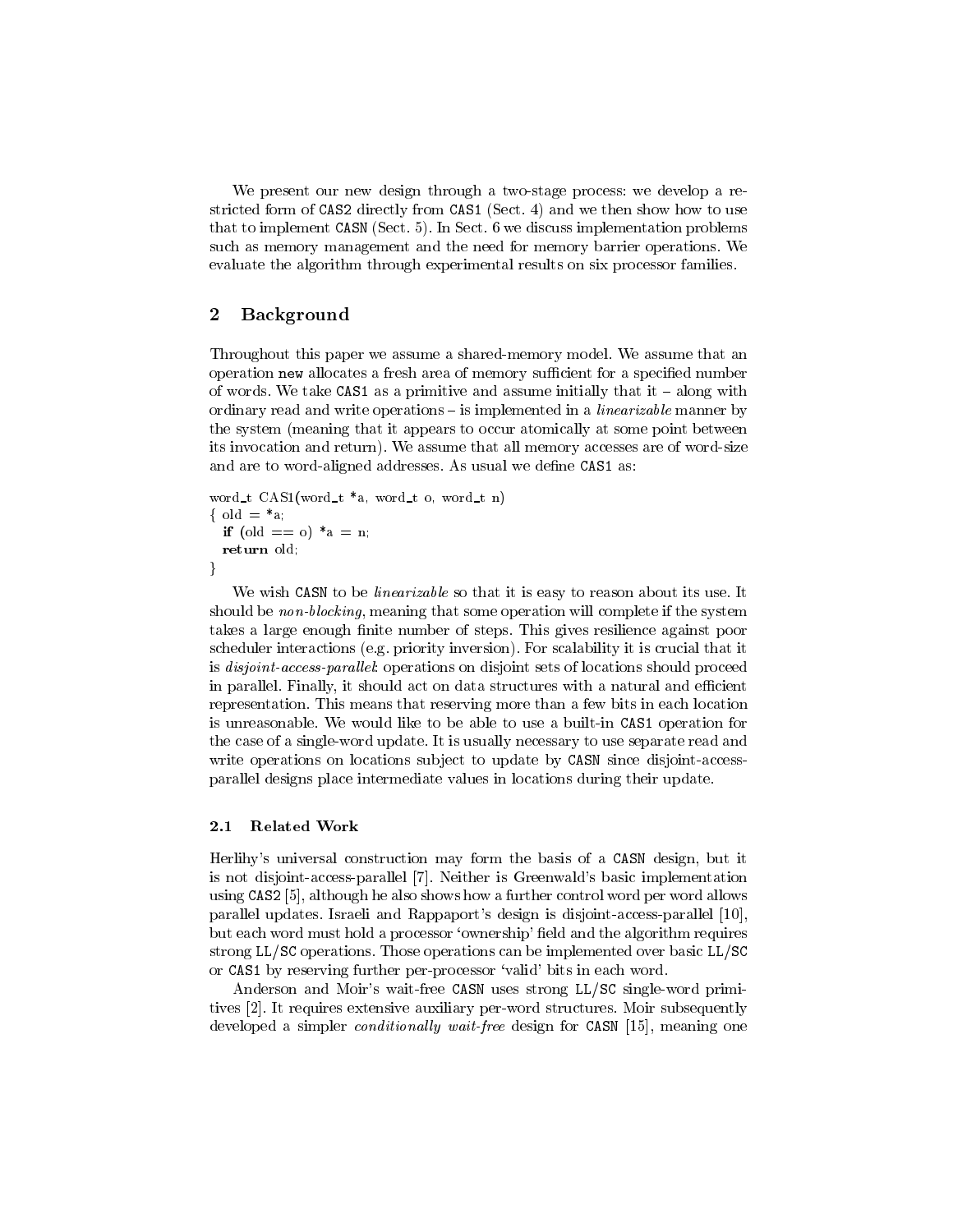We present our new design through a two-stage process: we develop a restricted form of CAS2 directly from CAS1 (Sect. 4) and we then show how to use that to implement CASN (Sect. 5). In Sect. 6 we discuss implementation problems such as memory management and the need for memory barrier operations. We evaluate the algorithm through experimental results on six processor families.

## 2 Background

Throughout this paper we assume a shared-memory model. We assume that an operation new allocates a fresh area of memory sufficient for a specified number of words. We take CAS1 as a primitive and assume initially that it – along with ordinary read and write operations – is implemented in a *linearizable* manner by the system (meaning that it appears to occur atomically at some point between its invocation and return). We assume that all memory accesses are of word-size and are to word-aligned addresses. As usual we define CAS1 as:

```
word_t CAS1(word_t *a, word_t o, word_t n)
{ old = *a;
  if (old == o) *a = n;
  return old;
}
```

We wish CASN to be *linearizable* so that it is easy to reason about its use. It should be *non-blocking*, meaning that some operation will complete if the system takes a large enough finite number of steps. This gives resilience against poor scheduler interactions (e.g. priority inversion). For scalability it is crucial that it is *disjoint-access-parallel*: operations on disjoint sets of locations should proceed in parallel. Finally, it should act on data structures with a natural and efficient representation. This means that reserving more than a few bits in each location is unreasonable. We would like to be able to use a built-in CAS1 operation for the case of a single-word update. It is usually necessary to use separate read and write operations on locations subject to update by CASN since disjoint-access-parallel designs place intermediate values in locations during their update.

### 2.1 Related Work

Herlihy's universal construction may form the basis of a CASN design, but it is not disjoint-access-parallel [7]. Neither is Greenwald's basic implementation using CAS2 [5], although he also shows how a further control word per word allows parallel updates. Israeli and Rappaport's design is disjoint-access-parallel [10], but each word must hold a processor 'ownership' field and the algorithm requires strong LL/SC operations. Those operations can be implemented over basic LL/SC or CAS1 by reserving further per-processor 'valid' bits in each word.

Anderson and Moir's wait-free CASN uses strong LL/SC single-word primitives [2]. It requires extensive auxiliary per-word structures. Moir subsequently developed a simpler *conditionally wait-free* design for CASN [15], meaning one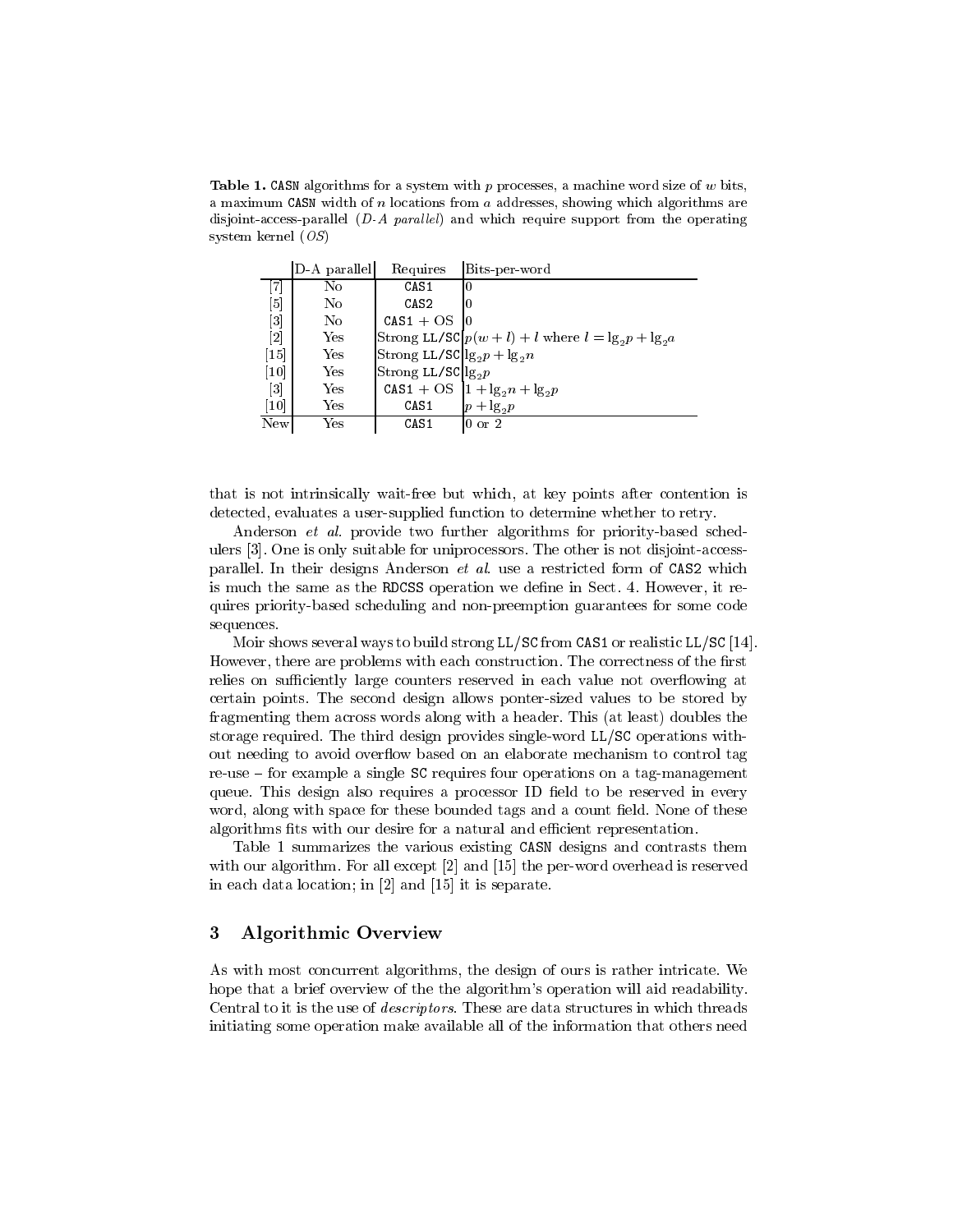**Table 1.** `CASN` algorithms for a system with $p$ processes, a machine word size of $w$ bits, a maximum `CASN` width of $n$ locations from $a$ addresses, showing which algorithms are disjoint-access-parallel (*D-A parallel*) and which require support from the operating system kernel (*OS*)

| | D-A parallel | Requires | Bits-per-word |
|---|---|---|---|
| [7] | No | `CAS1` | 0 |
| [5] | No | `CAS2` | 0 |
| [3] | No | `CAS1` + OS | 0 |
| [2] | Yes | Strong `LL/SC` | $p(w+l)+l$ where $l = \lg_2 p + \lg_2 a$ |
| [15] | Yes | Strong `LL/SC` | $\lg_2 p + \lg_2 n$ |
| [10] | Yes | Strong `LL/SC` | $\lg_2 p$ |
| [3] | Yes | `CAS1` + OS | $1 + \lg_2 n + \lg_2 p$ |
| [10] | Yes | `CAS1` | $p + \lg_2 p$ |
| New | Yes | `CAS1` | 0 or 2 |

that is not intrinsically wait-free but which, at key points after contention is detected, evaluates a user-supplied function to determine whether to retry.

Anderson *et al.* provide two further algorithms for priority-based schedulers [3]. One is only suitable for uniprocessors. The other is not disjoint-access-parallel. In their designs Anderson *et al.* use a restricted form of `CAS2` which is much the same as the `RDCSS` operation we define in Sect. 4. However, it requires priority-based scheduling and non-preemption guarantees for some code sequences.

Moir shows several ways to build strong `LL/SC` from `CAS1` or realistic `LL/SC` [14]. However, there are problems with each construction. The correctness of the first relies on sufficiently large counters reserved in each value not overflowing at certain points. The second design allows ponter-sized values to be stored by fragmenting them across words along with a header. This (at least) doubles the storage required. The third design provides single-word `LL/SC` operations without needing to avoid overflow based on an elaborate mechanism to control tag re-use – for example a single `SC` requires four operations on a tag-management queue. This design also requires a processor ID field to be reserved in every word, along with space for these bounded tags and a count field. None of these algorithms fits with our desire for a natural and efficient representation.

Table 1 summarizes the various existing `CASN` designs and contrasts them with our algorithm. For all except [2] and [15] the per-word overhead is reserved in each data location; in [2] and [15] it is separate.

## 3 Algorithmic Overview

As with most concurrent algorithms, the design of ours is rather intricate. We hope that a brief overview of the the algorithm's operation will aid readability. Central to it is the use of *descriptors*. These are data structures in which threads initiating some operation make available all of the information that others need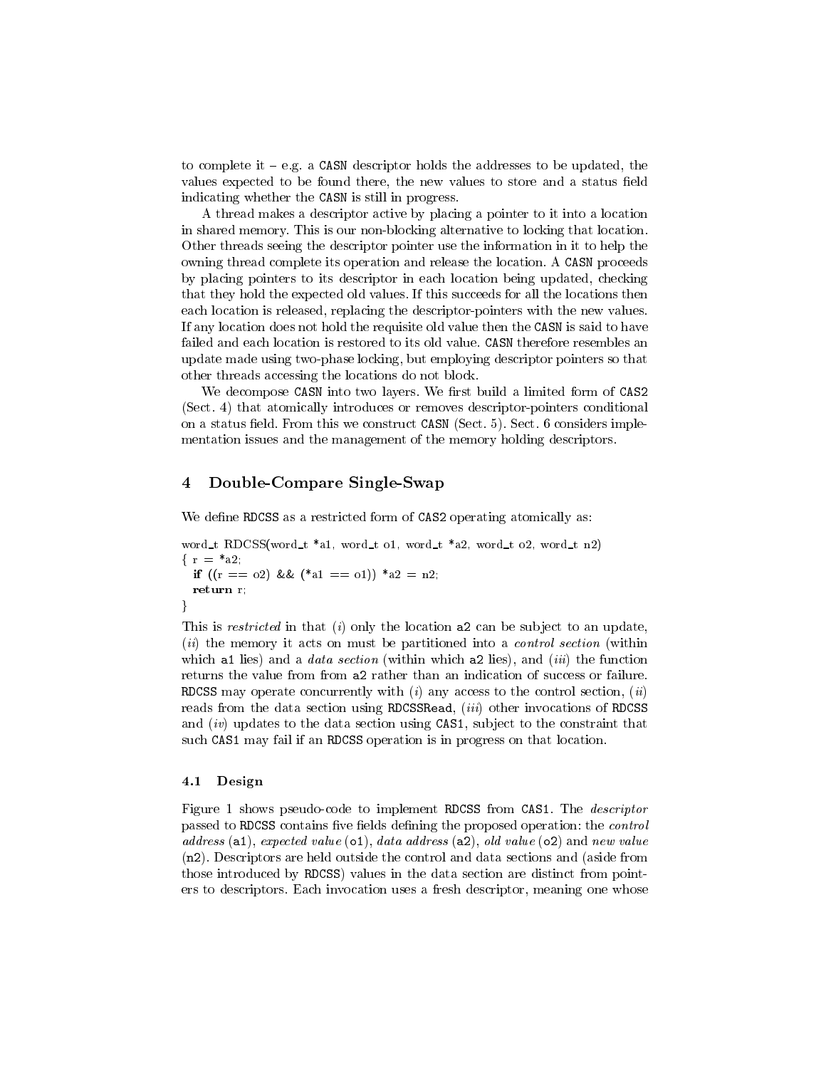to complete it – e.g. a CASN descriptor holds the addresses to be updated, the values expected to be found there, the new values to store and a status field indicating whether the CASN is still in progress.

A thread makes a descriptor active by placing a pointer to it into a location in shared memory. This is our non-blocking alternative to locking that location. Other threads seeing the descriptor pointer use the information in it to help the owning thread complete its operation and release the location. A CASN proceeds by placing pointers to its descriptor in each location being updated, checking that they hold the expected old values. If this succeeds for all the locations then each location is released, replacing the descriptor-pointers with the new values. If any location does not hold the requisite old value then the CASN is said to have failed and each location is restored to its old value. CASN therefore resembles an update made using two-phase locking, but employing descriptor pointers so that other threads accessing the locations do not block.

We decompose CASN into two layers. We first build a limited form of CAS2 (Sect. 4) that atomically introduces or removes descriptor-pointers conditional on a status field. From this we construct CASN (Sect. 5). Sect. 6 considers implementation issues and the management of the memory holding descriptors.

## 4 Double-Compare Single-Swap

We define RDCSS as a restricted form of CAS2 operating atomically as:

```
word_t RDCSS(word_t *a1, word_t o1, word_t *a2, word_t o2, word_t n2)
{ r = *a2;
  if ((r == o2) && (*a1 == o1)) *a2 = n2;
  return r;
}
```

This is *restricted* in that (*i*) only the location a2 can be subject to an update, (*ii*) the memory it acts on must be partitioned into a *control section* (within which a1 lies) and a *data section* (within which a2 lies), and (*iii*) the function returns the value from from a2 rather than an indication of success or failure. RDCSS may operate concurrently with (*i*) any access to the control section, (*ii*) reads from the data section using RDCSSRead, (*iii*) other invocations of RDCSS and (*iv*) updates to the data section using CAS1, subject to the constraint that such CAS1 may fail if an RDCSS operation is in progress on that location.

### 4.1 Design

Figure 1 shows pseudo-code to implement RDCSS from CAS1. The *descriptor* passed to RDCSS contains five fields defining the proposed operation: the *control address* (a1), *expected value* (o1), *data address* (a2), *old value* (o2) and *new value* (n2). Descriptors are held outside the control and data sections and (aside from those introduced by RDCSS) values in the data section are distinct from pointers to descriptors. Each invocation uses a fresh descriptor, meaning one whose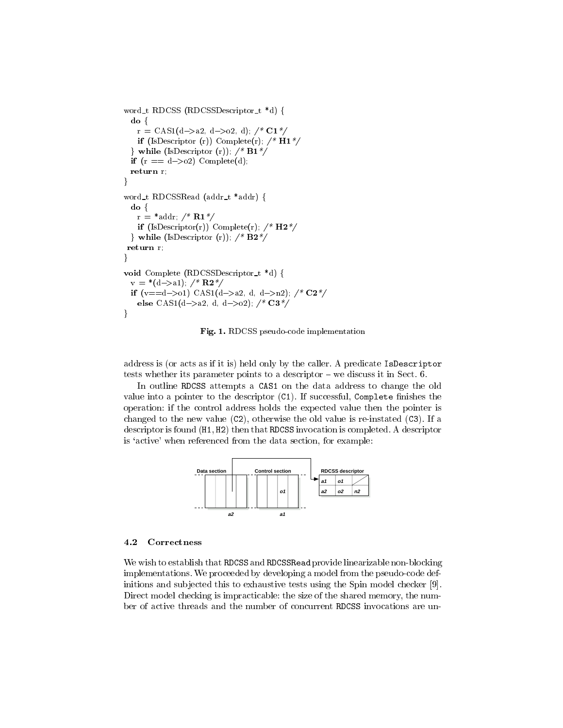```
word_t RDCSS (RDCSSDescriptor_t *d) {
  do {
    r = CAS1(d->a2, d->o2, d); /* C1 */
    if (IsDescriptor (r)) Complete(r); /* H1 */
  } while (IsDescriptor (r)); /* B1 */
  if (r == d->o2) Complete(d);
  return r;
}

word_t RDCSSRead (addr_t *addr) {
  do {
    r = *addr; /* R1 */
    if (IsDescriptor(r)) Complete(r); /* H2 */
  } while (IsDescriptor (r)); /* B2 */
 return r;
}

void Complete (RDCSSDescriptor_t *d) {
  v = *(d->a1); /* R2 */
  if (v==d->o1) CAS1(d->a2, d, d->n2); /* C2 */
    else CAS1(d->a2, d, d->o2); /* C3 */
}
```

**Fig. 1.** RDCSS pseudo-code implementation

address is (or acts as if it is) held only by the caller. A predicate `IsDescriptor` tests whether its parameter points to a descriptor – we discuss it in Sect. 6.

In outline `RDCSS` attempts a `CAS1` on the data address to change the old value into a pointer to the descriptor (`C1`). If successful, `Complete` finishes the operation: if the control address holds the expected value then the pointer is changed to the new value (`C2`), otherwise the old value is re-instated (`C3`). If a descriptor is found (`H1`, `H2`) then that `RDCSS` invocation is completed. A descriptor is 'active' when referenced from the data section, for example:

| Data section | Control section | RDCSS descriptor | | |
|---|---|---|---|---|
| a2 | a1 (o1) | a1 | o1 | |
| | | a2 | o2 | n2 |

### 4.2 Correctness

We wish to establish that `RDCSS` and `RDCSSRead` provide linearizable non-blocking implementations. We proceeded by developing a model from the pseudo-code definitions and subjected this to exhaustive tests using the Spin model checker [9]. Direct model checking is impracticable: the size of the shared memory, the number of active threads and the number of concurrent `RDCSS` invocations are un-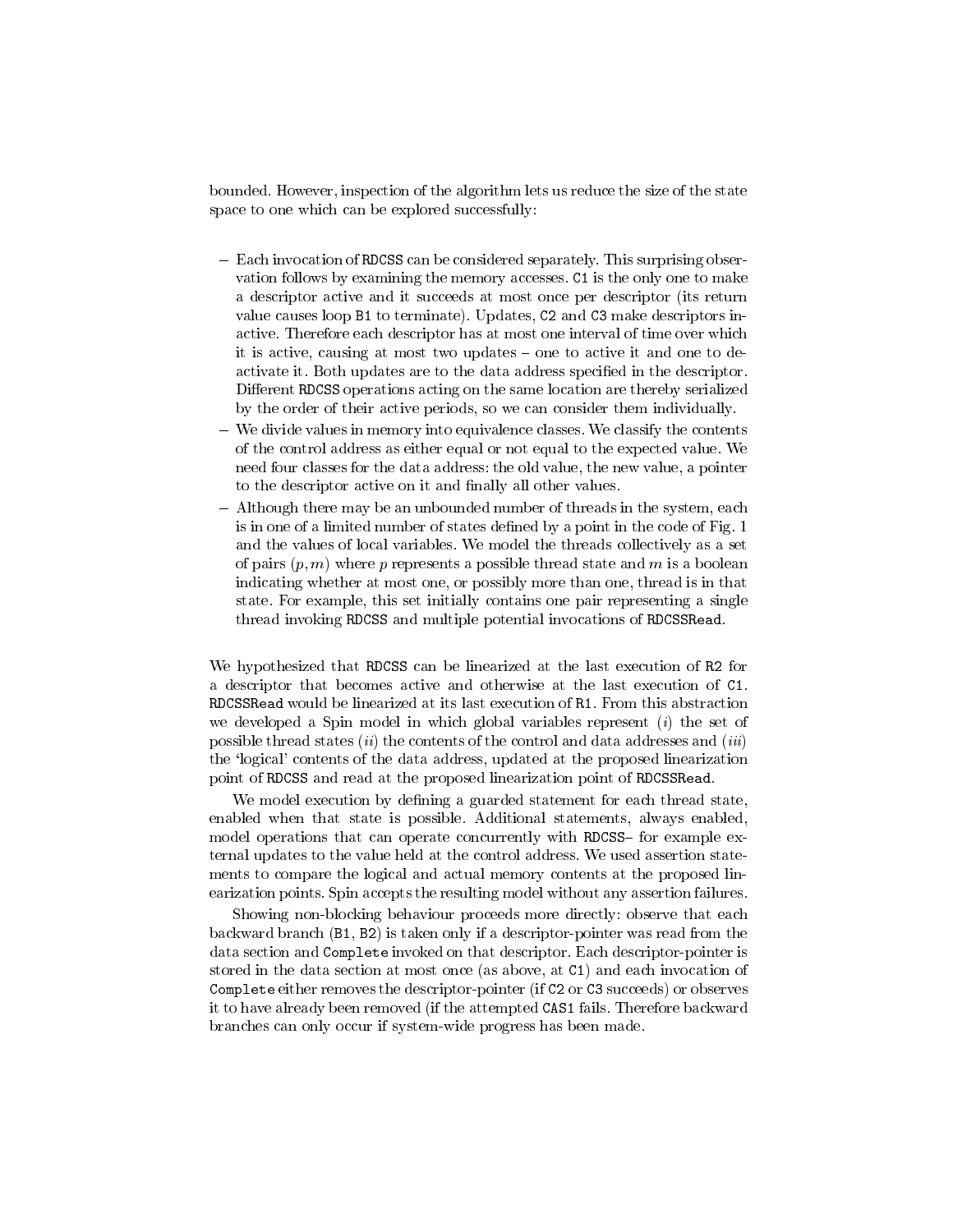bounded. However, inspection of the algorithm lets us reduce the size of the state space to one which can be explored successfully:

- Each invocation of RDCSS can be considered separately. This surprising observation follows by examining the memory accesses. C1 is the only one to make a descriptor active and it succeeds at most once per descriptor (its return value causes loop B1 to terminate). Updates, C2 and C3 make descriptors inactive. Therefore each descriptor has at most one interval of time over which it is active, causing at most two updates – one to active it and one to deactivate it. Both updates are to the data address specified in the descriptor. Different RDCSS operations acting on the same location are thereby serialized by the order of their active periods, so we can consider them individually.
- We divide values in memory into equivalence classes. We classify the contents of the control address as either equal or not equal to the expected value. We need four classes for the data address: the old value, the new value, a pointer to the descriptor active on it and finally all other values.
- Although there may be an unbounded number of threads in the system, each is in one of a limited number of states defined by a point in the code of Fig. 1 and the values of local variables. We model the threads collectively as a set of pairs $(p, m)$ where $p$ represents a possible thread state and $m$ is a boolean indicating whether at most one, or possibly more than one, thread is in that state. For example, this set initially contains one pair representing a single thread invoking RDCSS and multiple potential invocations of RDCSSRead.

We hypothesized that RDCSS can be linearized at the last execution of R2 for a descriptor that becomes active and otherwise at the last execution of C1. RDCSSRead would be linearized at its last execution of R1. From this abstraction we developed a Spin model in which global variables represent $(i)$ the set of possible thread states $(ii)$ the contents of the control and data addresses and $(iii)$ the 'logical' contents of the data address, updated at the proposed linearization point of RDCSS and read at the proposed linearization point of RDCSSRead.

We model execution by defining a guarded statement for each thread state, enabled when that state is possible. Additional statements, always enabled, model operations that can operate concurrently with RDCSS– for example external updates to the value held at the control address. We used assertion statements to compare the logical and actual memory contents at the proposed linearization points. Spin accepts the resulting model without any assertion failures.

Showing non-blocking behaviour proceeds more directly: observe that each backward branch (B1, B2) is taken only if a descriptor-pointer was read from the data section and Complete invoked on that descriptor. Each descriptor-pointer is stored in the data section at most once (as above, at C1) and each invocation of Complete either removes the descriptor-pointer (if C2 or C3 succeeds) or observes it to have already been removed (if the attempted CAS1 fails. Therefore backward branches can only occur if system-wide progress has been made.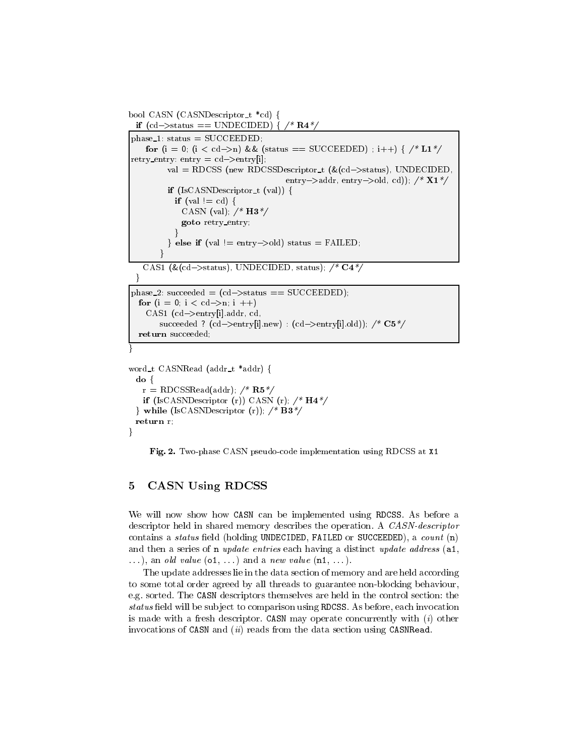```
bool CASN (CASNDescriptor_t *cd) {
  if (cd->status == UNDECIDED) { /* R4 */
phase_1: status = SUCCEEDED;
    for (i = 0; (i < cd->n) && (status == SUCCEEDED) ; i++) { /* L1 */
retry_entry: entry = cd->entry[i];
      val = RDCSS (new RDCSSDescriptor_t (&(cd->status), UNDECIDED,
                                          entry->addr, entry->old, cd)); /* X1 */
      if (IsCASNDescriptor_t (val)) {
        if (val != cd) {
          CASN (val); /* H3 */
          goto retry_entry;
        }
      } else if (val != entry->old) status = FAILED;
    }
    CAS1 (&(cd->status), UNDECIDED, status); /* C4 */
  }
phase_2: succeeded = (cd->status == SUCCEEDED);
  for (i = 0; i < cd->n; i ++)
    CAS1 (cd->entry[i].addr, cd,
        succeeded ? (cd->entry[i].new) : (cd->entry[i].old)); /* C5 */
  return succeeded;
}

word_t CASNRead (addr_t *addr) {
  do {
    r = RDCSSRead(addr); /* R5 */
    if (IsCASNDescriptor (r)) CASN (r); /* H4 */
  } while (IsCASNDescriptor (r)); /* B3 */
  return r;
}
```

**Fig. 2.** Two-phase CASN pseudo-code implementation using RDCSS at X1

## 5 CASN Using RDCSS

We will now show how CASN can be implemented using RDCSS. As before a descriptor held in shared memory describes the operation. A *CASN-descriptor* contains a *status* field (holding UNDECIDED, FAILED or SUCCEEDED), a *count* (n) and then a series of n *update entries* each having a distinct *update address* (a1, ...), an *old value* (o1, ...) and a *new value* (n1, ...).

The update addresses lie in the data section of memory and are held according to some total order agreed by all threads to guarantee non-blocking behaviour, e.g. sorted. The CASN descriptors themselves are held in the control section: the *status* field will be subject to comparison using RDCSS. As before, each invocation is made with a fresh descriptor. CASN may operate concurrently with (*i*) other invocations of CASN and (*ii*) reads from the data section using CASNRead.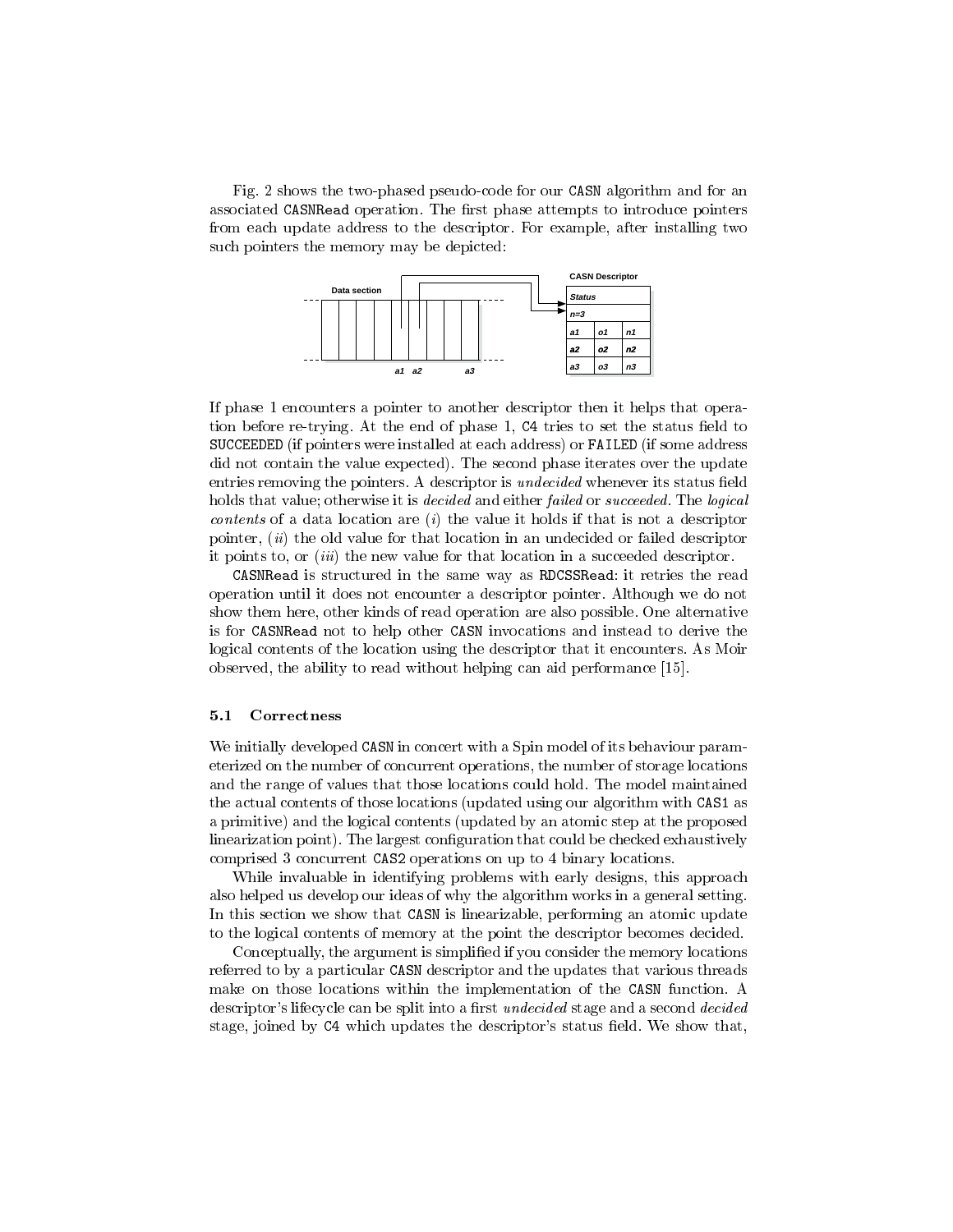Fig. 2 shows the two-phased pseudo-code for our CASN algorithm and for an associated CASNRead operation. The first phase attempts to introduce pointers from each update address to the descriptor. For example, after installing two such pointers the memory may be depicted:

If phase 1 encounters a pointer to another descriptor then it helps that operation before re-trying. At the end of phase 1, C4 tries to set the status field to SUCCEEDED (if pointers were installed at each address) or FAILED (if some address did not contain the value expected). The second phase iterates over the update entries removing the pointers. A descriptor is *undecided* whenever its status field holds that value; otherwise it is *decided* and either *failed* or *succeeded*. The *logical contents* of a data location are (*i*) the value it holds if that is not a descriptor pointer, (*ii*) the old value for that location in an undecided or failed descriptor it points to, or (*iii*) the new value for that location in a succeeded descriptor.

CASNRead is structured in the same way as RDCSSRead: it retries the read operation until it does not encounter a descriptor pointer. Although we do not show them here, other kinds of read operation are also possible. One alternative is for CASNRead not to help other CASN invocations and instead to derive the logical contents of the location using the descriptor that it encounters. As Moir observed, the ability to read without helping can aid performance [15].

### 5.1 Correctness

We initially developed CASN in concert with a Spin model of its behaviour parameterized on the number of concurrent operations, the number of storage locations and the range of values that those locations could hold. The model maintained the actual contents of those locations (updated using our algorithm with CAS1 as a primitive) and the logical contents (updated by an atomic step at the proposed linearization point). The largest configuration that could be checked exhaustively comprised 3 concurrent CAS2 operations on up to 4 binary locations.

While invaluable in identifying problems with early designs, this approach also helped us develop our ideas of why the algorithm works in a general setting. In this section we show that CASN is linearizable, performing an atomic update to the logical contents of memory at the point the descriptor becomes decided.

Conceptually, the argument is simplified if you consider the memory locations referred to by a particular CASN descriptor and the updates that various threads make on those locations within the implementation of the CASN function. A descriptor's lifecycle can be split into a first *undecided* stage and a second *decided* stage, joined by C4 which updates the descriptor's status field. We show that,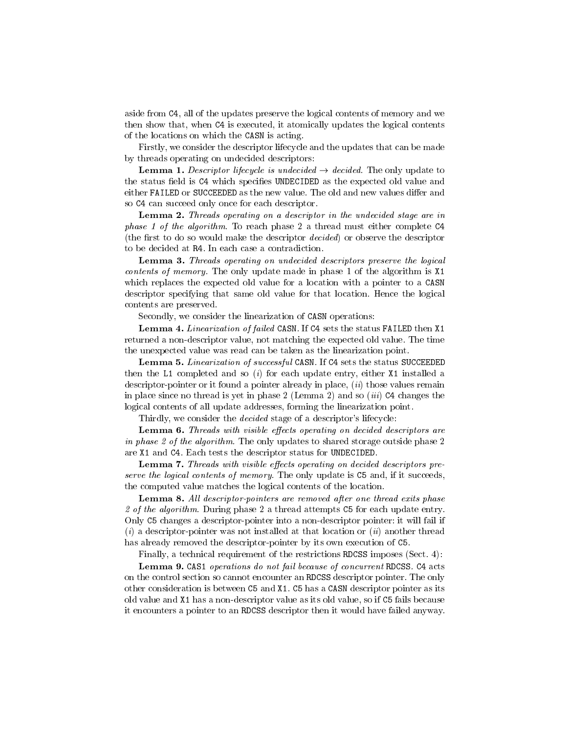aside from C4, all of the updates preserve the logical contents of memory and we then show that, when C4 is executed, it atomically updates the logical contents of the locations on which the CASN is acting.

Firstly, we consider the descriptor lifecycle and the updates that can be made by threads operating on undecided descriptors:

**Lemma 1.** *Descriptor lifecycle is undecided → decided.* The only update to the status field is C4 which specifies UNDECIDED as the expected old value and either FAILED or SUCCEEDED as the new value. The old and new values differ and so C4 can succeed only once for each descriptor.

**Lemma 2.** *Threads operating on a descriptor in the undecided stage are in phase 1 of the algorithm.* To reach phase 2 a thread must either complete C4 (the first to do so would make the descriptor *decided*) or observe the descriptor to be decided at R4. In each case a contradiction.

**Lemma 3.** *Threads operating on undecided descriptors preserve the logical contents of memory.* The only update made in phase 1 of the algorithm is X1 which replaces the expected old value for a location with a pointer to a CASN descriptor specifying that same old value for that location. Hence the logical contents are preserved.

Secondly, we consider the linearization of CASN operations:

**Lemma 4.** *Linearization of failed* CASN. If C4 sets the status FAILED then X1 returned a non-descriptor value, not matching the expected old value. The time the unexpected value was read can be taken as the linearization point.

**Lemma 5.** *Linearization of successful* CASN. If C4 sets the status SUCCEEDED then the L1 completed and so (*i*) for each update entry, either X1 installed a descriptor-pointer or it found a pointer already in place, (*ii*) those values remain in place since no thread is yet in phase 2 (Lemma 2) and so (*iii*) C4 changes the logical contents of all update addresses, forming the linearization point.

Thirdly, we consider the *decided* stage of a descriptor's lifecycle:

**Lemma 6.** *Threads with visible effects operating on decided descriptors are in phase 2 of the algorithm.* The only updates to shared storage outside phase 2 are X1 and C4. Each tests the descriptor status for UNDECIDED.

**Lemma 7.** *Threads with visible effects operating on decided descriptors preserve the logical contents of memory.* The only update is C5 and, if it succeeds, the computed value matches the logical contents of the location.

**Lemma 8.** *All descriptor-pointers are removed after one thread exits phase 2 of the algorithm.* During phase 2 a thread attempts C5 for each update entry. Only C5 changes a descriptor-pointer into a non-descriptor pointer: it will fail if (*i*) a descriptor-pointer was not installed at that location or (*ii*) another thread has already removed the descriptor-pointer by its own execution of C5.

Finally, a technical requirement of the restrictions RDCSS imposes (Sect. 4):

**Lemma 9.** CAS1 *operations do not fail because of concurrent* RDCSS. C4 acts on the control section so cannot encounter an RDCSS descriptor pointer. The only other consideration is between C5 and X1. C5 has a CASN descriptor pointer as its old value and X1 has a non-descriptor value as its old value, so if C5 fails because it encounters a pointer to an RDCSS descriptor then it would have failed anyway.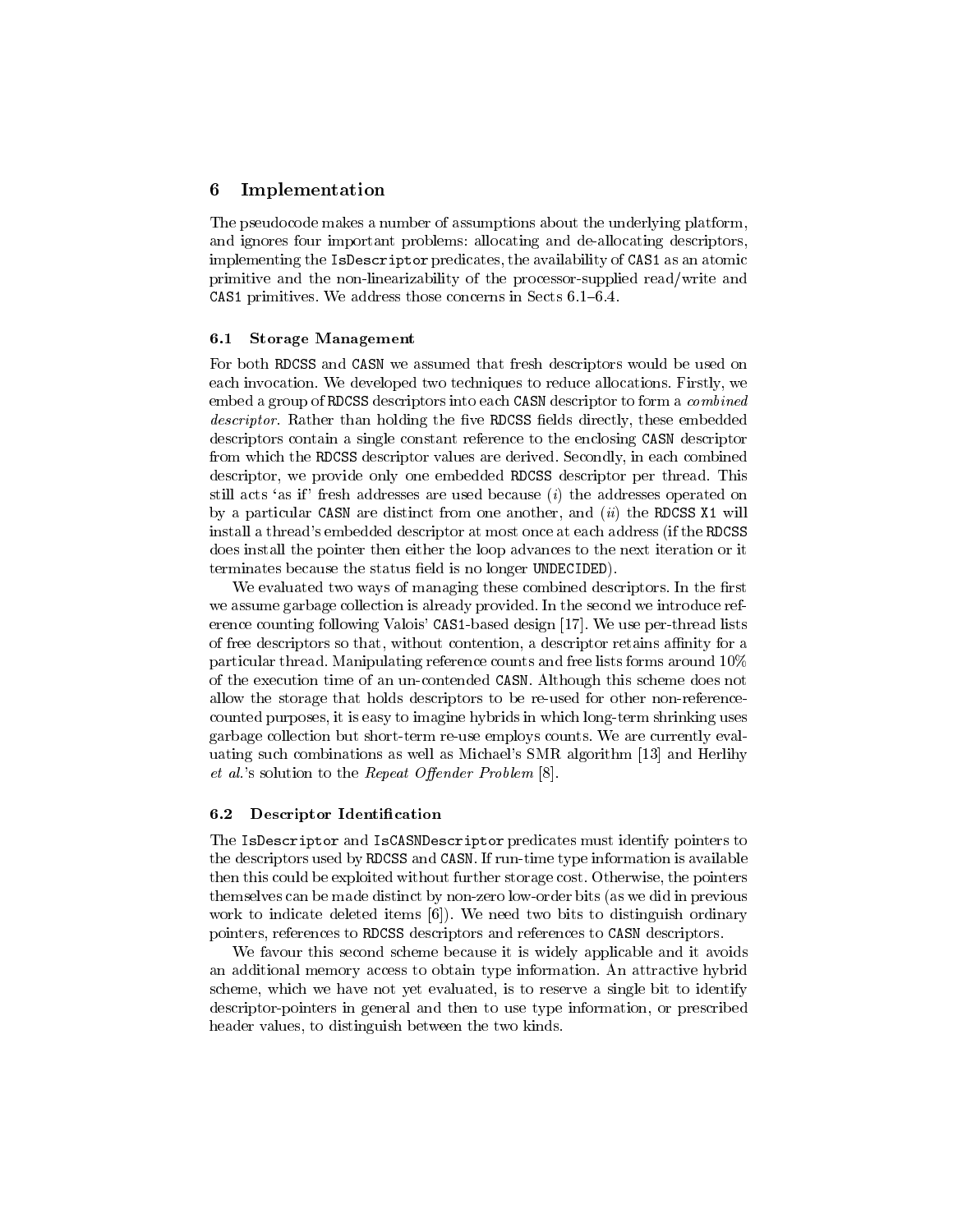## 6 Implementation

The pseudocode makes a number of assumptions about the underlying platform, and ignores four important problems: allocating and de-allocating descriptors, implementing the `IsDescriptor` predicates, the availability of `CAS1` as an atomic primitive and the non-linearizability of the processor-supplied read/write and `CAS1` primitives. We address those concerns in Sects 6.1–6.4.

### 6.1 Storage Management

For both `RDCSS` and `CASN` we assumed that fresh descriptors would be used on each invocation. We developed two techniques to reduce allocations. Firstly, we embed a group of `RDCSS` descriptors into each `CASN` descriptor to form a *combined descriptor*. Rather than holding the five `RDCSS` fields directly, these embedded descriptors contain a single constant reference to the enclosing `CASN` descriptor from which the `RDCSS` descriptor values are derived. Secondly, in each combined descriptor, we provide only one embedded `RDCSS` descriptor per thread. This still acts 'as if' fresh addresses are used because (*i*) the addresses operated on by a particular `CASN` are distinct from one another, and (*ii*) the `RDCSS X1` will install a thread's embedded descriptor at most once at each address (if the `RDCSS` does install the pointer then either the loop advances to the next iteration or it terminates because the status field is no longer `UNDECIDED`).

We evaluated two ways of managing these combined descriptors. In the first we assume garbage collection is already provided. In the second we introduce reference counting following Valois' `CAS1`-based design [17]. We use per-thread lists of free descriptors so that, without contention, a descriptor retains affinity for a particular thread. Manipulating reference counts and free lists forms around 10% of the execution time of an un-contended `CASN`. Although this scheme does not allow the storage that holds descriptors to be re-used for other non-reference-counted purposes, it is easy to imagine hybrids in which long-term shrinking uses garbage collection but short-term re-use employs counts. We are currently evaluating such combinations as well as Michael's SMR algorithm [13] and Herlihy *et al.*'s solution to the *Repeat Offender Problem* [8].

### 6.2 Descriptor Identification

The `IsDescriptor` and `IsCASNDescriptor` predicates must identify pointers to the descriptors used by `RDCSS` and `CASN`. If run-time type information is available then this could be exploited without further storage cost. Otherwise, the pointers themselves can be made distinct by non-zero low-order bits (as we did in previous work to indicate deleted items [6]). We need two bits to distinguish ordinary pointers, references to `RDCSS` descriptors and references to `CASN` descriptors.

We favour this second scheme because it is widely applicable and it avoids an additional memory access to obtain type information. An attractive hybrid scheme, which we have not yet evaluated, is to reserve a single bit to identify descriptor-pointers in general and then to use type information, or prescribed header values, to distinguish between the two kinds.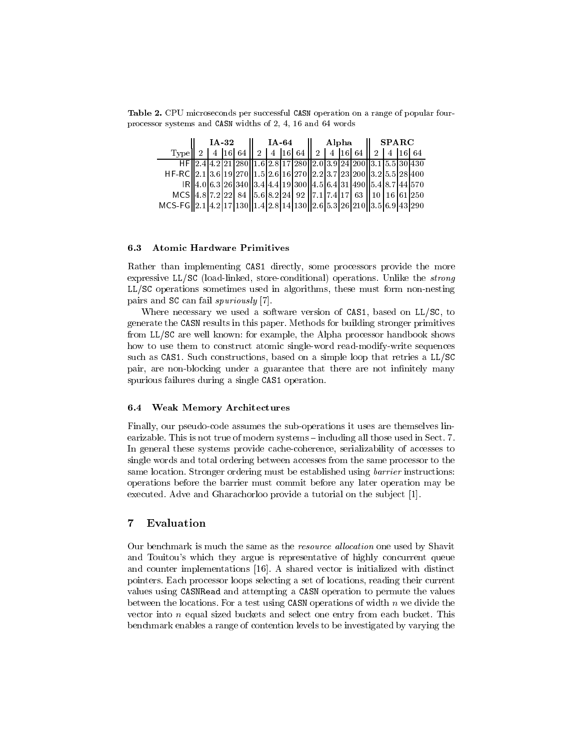**Table 2.** CPU microseconds per successful CASN operation on a range of popular four-processor systems and CASN widths of 2, 4, 16 and 64 words

| | IA-32 | | | | IA-64 | | | | Alpha | | | | SPARC | | | |
|---|---|---|---|---|---|---|---|---|---|---|---|---|---|---|---|---|
| Type | 2 | 4 | 16 | 64 | 2 | 4 | 16 | 64 | 2 | 4 | 16 | 64 | 2 | 4 | 16 | 64 |
| HF | 2.4 | 4.2 | 21 | 280 | 1.6 | 2.8 | 17 | 280 | 2.0 | 3.9 | 24 | 200 | 3.1 | 5.5 | 30 | 430 |
| HF-RC | 2.1 | 3.6 | 19 | 270 | 1.5 | 2.6 | 16 | 270 | 2.2 | 3.7 | 23 | 200 | 3.2 | 5.5 | 28 | 400 |
| IR | 4.0 | 6.3 | 26 | 340 | 3.4 | 4.4 | 19 | 300 | 4.5 | 6.4 | 31 | 490 | 5.4 | 8.7 | 44 | 570 |
| MCS | 4.8 | 7.2 | 22 | 84 | 5.6 | 8.2 | 24 | 92 | 7.1 | 7.4 | 17 | 63 | 10 | 16 | 61 | 250 |
| MCS-FG | 2.1 | 4.2 | 17 | 130 | 1.4 | 2.8 | 14 | 130 | 2.6 | 5.3 | 26 | 210 | 3.5 | 6.9 | 43 | 290 |

### 6.3 Atomic Hardware Primitives

Rather than implementing CAS1 directly, some processors provide the more expressive LL/SC (load-linked, store-conditional) operations. Unlike the *strong* LL/SC operations sometimes used in algorithms, these must form non-nesting pairs and SC can fail *spuriously* [7].

Where necessary we used a software version of CAS1, based on LL/SC, to generate the CASN results in this paper. Methods for building stronger primitives from LL/SC are well known: for example, the Alpha processor handbook shows how to use them to construct atomic single-word read-modify-write sequences such as CAS1. Such constructions, based on a simple loop that retries a LL/SC pair, are non-blocking under a guarantee that there are not infinitely many spurious failures during a single CAS1 operation.

### 6.4 Weak Memory Architectures

Finally, our pseudo-code assumes the sub-operations it uses are themselves linearizable. This is not true of modern systems – including all those used in Sect. 7. In general these systems provide cache-coherence, serializability of accesses to single words and total ordering between accesses from the same processor to the same location. Stronger ordering must be established using *barrier* instructions: operations before the barrier must commit before any later operation may be executed. Adve and Gharachorloo provide a tutorial on the subject [1].

## 7 Evaluation

Our benchmark is much the same as the *resource allocation* one used by Shavit and Touitou's which they argue is representative of highly concurrent queue and counter implementations [16]. A shared vector is initialized with distinct pointers. Each processor loops selecting a set of locations, reading their current values using CASNRead and attempting a CASN operation to permute the values between the locations. For a test using CASN operations of width $n$ we divide the vector into $n$ equal sized buckets and select one entry from each bucket. This benchmark enables a range of contention levels to be investigated by varying the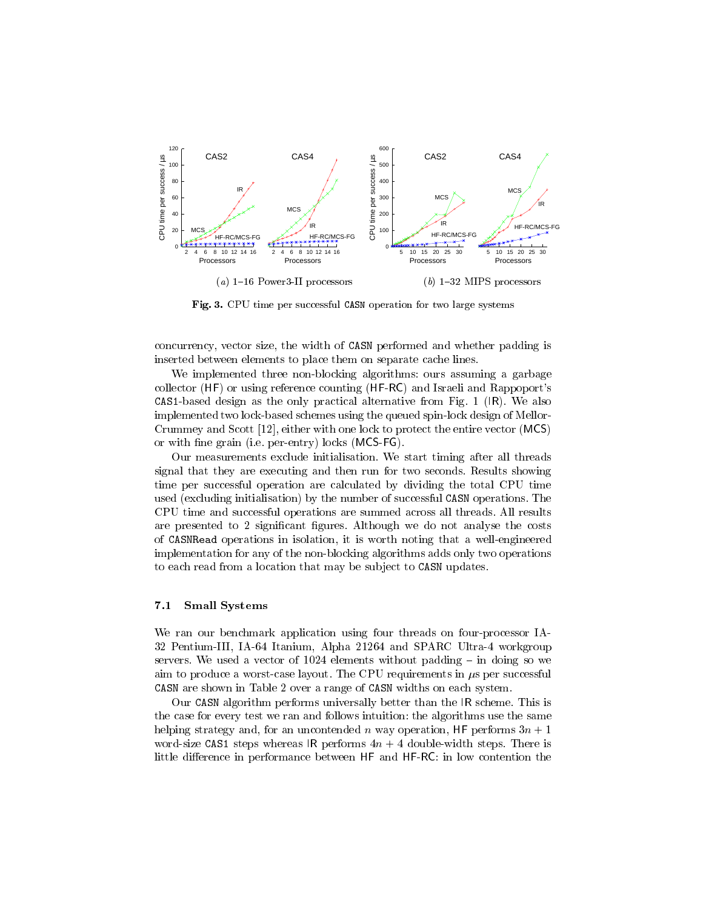**Fig. 3.** CPU time per successful CASN operation for two large systems

concurrency, vector size, the width of CASN performed and whether padding is inserted between elements to place them on separate cache lines.

We implemented three non-blocking algorithms: ours assuming a garbage collector (HF) or using reference counting (HF-RC) and Israeli and Rappoport's CAS1-based design as the only practical alternative from Fig. 1 (IR). We also implemented two lock-based schemes using the queued spin-lock design of Mellor-Crummey and Scott [12], either with one lock to protect the entire vector (MCS) or with fine grain (i.e. per-entry) locks (MCS-FG).

Our measurements exclude initialisation. We start timing after all threads signal that they are executing and then run for two seconds. Results showing time per successful operation are calculated by dividing the total CPU time used (excluding initialisation) by the number of successful CASN operations. The CPU time and successful operations are summed across all threads. All results are presented to 2 significant figures. Although we do not analyse the costs of CASNRead operations in isolation, it is worth noting that a well-engineered implementation for any of the non-blocking algorithms adds only two operations to each read from a location that may be subject to CASN updates.

### 7.1 Small Systems

We ran our benchmark application using four threads on four-processor IA-32 Pentium-III, IA-64 Itanium, Alpha 21264 and SPARC Ultra-4 workgroup servers. We used a vector of 1024 elements without padding – in doing so we aim to produce a worst-case layout. The CPU requirements in $\mu$s per successful CASN are shown in Table 2 over a range of CASN widths on each system.

Our CASN algorithm performs universally better than the IR scheme. This is the case for every test we ran and follows intuition: the algorithms use the same helping strategy and, for an uncontended $n$ way operation, HF performs $3n + 1$ word-size CAS1 steps whereas IR performs $4n + 4$ double-width steps. There is little difference in performance between HF and HF-RC: in low contention the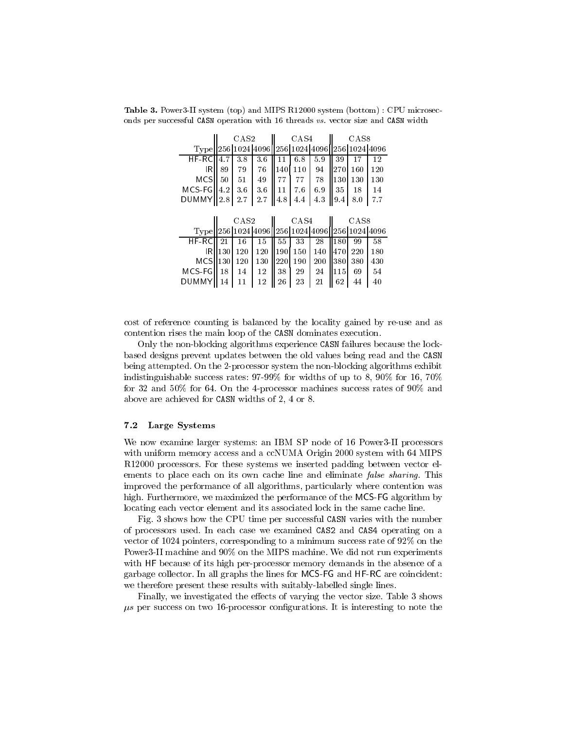**Table 3.** Power3-II system (top) and MIPS R12000 system (bottom) : CPU microseconds per successful `CASN` operation with 16 threads *vs.* vector size and `CASN` width

| | CAS2 | | | CAS4 | | | CAS8 | | |
|---|---|---|---|---|---|---|---|---|---|
| Type | 256 | 1024 | 4096 | 256 | 1024 | 4096 | 256 | 1024 | 4096 |
| HF-RC | 4.7 | 3.8 | 3.6 | 11 | 6.8 | 5.9 | 39 | 17 | 12 |
| IR | 89 | 79 | 76 | 140 | 110 | 94 | 270 | 160 | 120 |
| MCS | 50 | 51 | 49 | 77 | 77 | 78 | 130 | 130 | 130 |
| MCS-FG | 4.2 | 3.6 | 3.6 | 11 | 7.6 | 6.9 | 35 | 18 | 14 |
| DUMMY | 2.8 | 2.7 | 2.7 | 4.8 | 4.4 | 4.3 | 9.4 | 8.0 | 7.7 |

| | CAS2 | | | CAS4 | | | CAS8 | | |
|---|---|---|---|---|---|---|---|---|---|
| Type | 256 | 1024 | 4096 | 256 | 1024 | 4096 | 256 | 1024 | 4096 |
| HF-RC | 21 | 16 | 15 | 55 | 33 | 28 | 180 | 99 | 58 |
| IR | 130 | 120 | 120 | 190 | 150 | 140 | 470 | 220 | 180 |
| MCS | 130 | 120 | 130 | 220 | 190 | 200 | 380 | 380 | 430 |
| MCS-FG | 18 | 14 | 12 | 38 | 29 | 24 | 115 | 69 | 54 |
| DUMMY | 14 | 11 | 12 | 26 | 23 | 21 | 62 | 44 | 40 |

cost of reference counting is balanced by the locality gained by re-use and as contention rises the main loop of the `CASN` dominates execution.

Only the non-blocking algorithms experience `CASN` failures because the lock-based designs prevent updates between the old values being read and the `CASN` being attempted. On the 2-processor system the non-blocking algorithms exhibit indistinguishable success rates: 97-99% for widths of up to 8, 90% for 16, 70% for 32 and 50% for 64. On the 4-processor machines success rates of 90% and above are achieved for `CASN` widths of 2, 4 or 8.

### 7.2 Large Systems

We now examine larger systems: an IBM SP node of 16 Power3-II processors with uniform memory access and a ccNUMA Origin 2000 system with 64 MIPS R12000 processors. For these systems we inserted padding between vector elements to place each on its own cache line and eliminate *false sharing*. This improved the performance of all algorithms, particularly where contention was high. Furthermore, we maximized the performance of the MCS-FG algorithm by locating each vector element and its associated lock in the same cache line.

Fig. 3 shows how the CPU time per successful `CASN` varies with the number of processors used. In each case we examined `CAS2` and `CAS4` operating on a vector of 1024 pointers, corresponding to a minimum success rate of 92% on the Power3-II machine and 90% on the MIPS machine. We did not run experiments with HF because of its high per-processor memory demands in the absence of a garbage collector. In all graphs the lines for MCS-FG and HF-RC are coincident: we therefore present these results with suitably-labelled single lines.

Finally, we investigated the effects of varying the vector size. Table 3 shows $\mu s$ per success on two 16-processor configurations. It is interesting to note the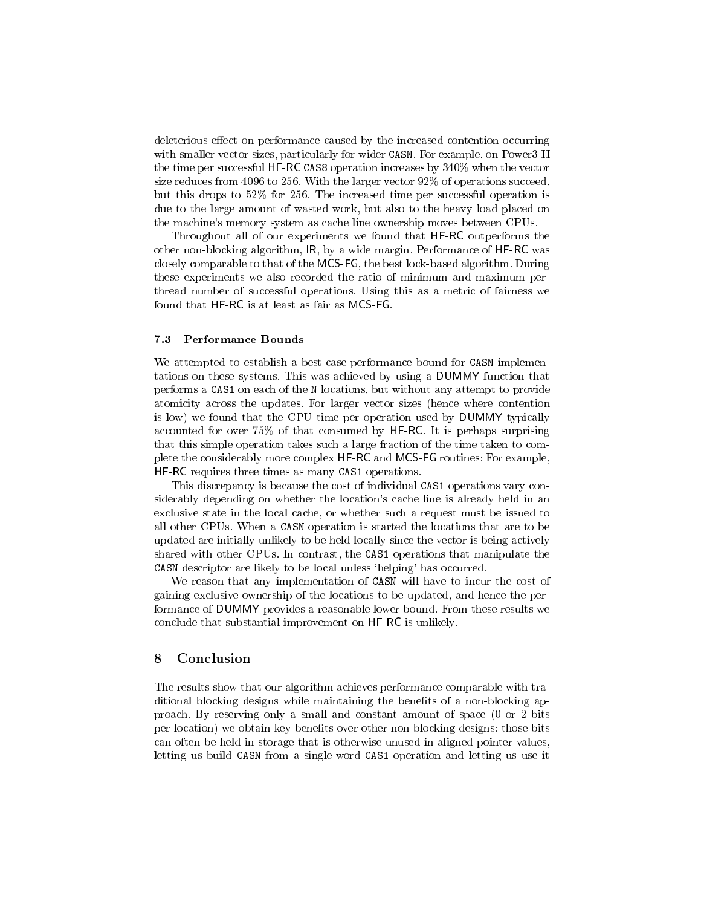deleterious effect on performance caused by the increased contention occurring with smaller vector sizes, particularly for wider CASN. For example, on Power3-II the time per successful HF-RC CAS8 operation increases by 340% when the vector size reduces from 4096 to 256. With the larger vector 92% of operations succeed, but this drops to 52% for 256. The increased time per successful operation is due to the large amount of wasted work, but also to the heavy load placed on the machine's memory system as cache line ownership moves between CPUs.

Throughout all of our experiments we found that HF-RC outperforms the other non-blocking algorithm, IR, by a wide margin. Performance of HF-RC was closely comparable to that of the MCS-FG, the best lock-based algorithm. During these experiments we also recorded the ratio of minimum and maximum per-thread number of successful operations. Using this as a metric of fairness we found that HF-RC is at least as fair as MCS-FG.

### 7.3 Performance Bounds

We attempted to establish a best-case performance bound for CASN implementations on these systems. This was achieved by using a DUMMY function that performs a CAS1 on each of the N locations, but without any attempt to provide atomicity across the updates. For larger vector sizes (hence where contention is low) we found that the CPU time per operation used by DUMMY typically accounted for over 75% of that consumed by HF-RC. It is perhaps surprising that this simple operation takes such a large fraction of the time taken to complete the considerably more complex HF-RC and MCS-FG routines: For example, HF-RC requires three times as many CAS1 operations.

This discrepancy is because the cost of individual CAS1 operations vary considerably depending on whether the location's cache line is already held in an exclusive state in the local cache, or whether such a request must be issued to all other CPUs. When a CASN operation is started the locations that are to be updated are initially unlikely to be held locally since the vector is being actively shared with other CPUs. In contrast, the CAS1 operations that manipulate the CASN descriptor are likely to be local unless 'helping' has occurred.

We reason that any implementation of CASN will have to incur the cost of gaining exclusive ownership of the locations to be updated, and hence the performance of DUMMY provides a reasonable lower bound. From these results we conclude that substantial improvement on HF-RC is unlikely.

## 8 Conclusion

The results show that our algorithm achieves performance comparable with traditional blocking designs while maintaining the benefits of a non-blocking approach. By reserving only a small and constant amount of space (0 or 2 bits per location) we obtain key benefits over other non-blocking designs: those bits can often be held in storage that is otherwise unused in aligned pointer values, letting us build CASN from a single-word CAS1 operation and letting us use it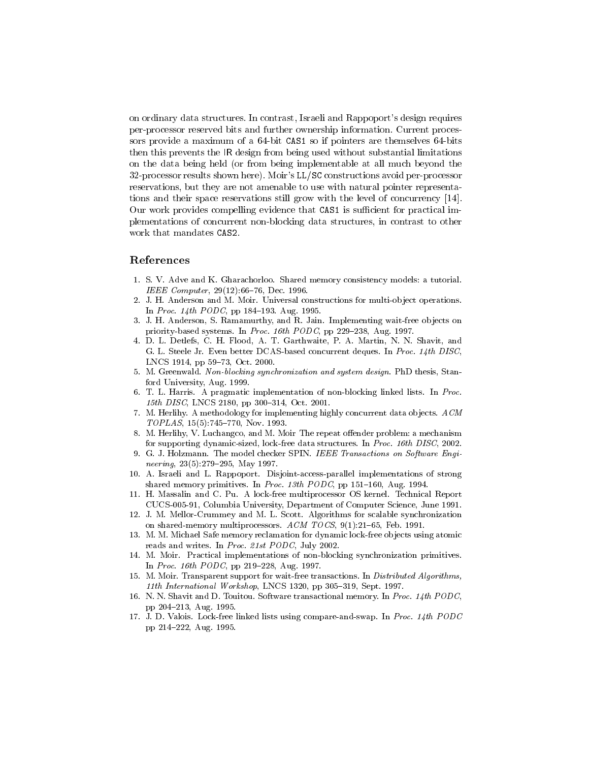on ordinary data structures. In contrast, Israeli and Rappoport's design requires per-processor reserved bits and further ownership information. Current processors provide a maximum of a 64-bit CAS1 so if pointers are themselves 64-bits then this prevents the IR design from being used without substantial limitations on the data being held (or from being implementable at all much beyond the 32-processor results shown here). Moir's LL/SC constructions avoid per-processor reservations, but they are not amenable to use with natural pointer representations and their space reservations still grow with the level of concurrency [14]. Our work provides compelling evidence that CAS1 is sufficient for practical implementations of concurrent non-blocking data structures, in contrast to other work that mandates CAS2.

## References

1. S. V. Adve and K. Gharachorloo. Shared memory consistency models: a tutorial. *IEEE Computer*, 29(12):66–76, Dec. 1996.
2. J. H. Anderson and M. Moir. Universal constructions for multi-object operations. In *Proc. 14th PODC*, pp 184–193. Aug. 1995.
3. J. H. Anderson, S. Ramamurthy, and R. Jain. Implementing wait-free objects on priority-based systems. In *Proc. 16th PODC*, pp 229–238, Aug. 1997.
4. D. L. Detlefs, C. H. Flood, A. T. Garthwaite, P. A. Martin, N. N. Shavit, and G. L. Steele Jr. Even better DCAS-based concurrent deques. In *Proc. 14th DISC*, LNCS 1914, pp 59–73, Oct. 2000.
5. M. Greenwald. *Non-blocking synchronization and system design*. PhD thesis, Stanford University, Aug. 1999.
6. T. L. Harris. A pragmatic implementation of non-blocking linked lists. In *Proc. 15th DISC*, LNCS 2180, pp 300–314, Oct. 2001.
7. M. Herlihy. A methodology for implementing highly concurrent data objects. *ACM TOPLAS*, 15(5):745–770, Nov. 1993.
8. M. Herlihy, V. Luchangco, and M. Moir The repeat offender problem: a mechanism for supporting dynamic-sized, lock-free data structures. In *Proc. 16th DISC*, 2002.
9. G. J. Holzmann. The model checker SPIN. *IEEE Transactions on Software Engineering*, 23(5):279–295, May 1997.
10. A. Israeli and L. Rappoport. Disjoint-access-parallel implementations of strong shared memory primitives. In *Proc. 13th PODC*, pp 151–160, Aug. 1994.
11. H. Massalin and C. Pu. A lock-free multiprocessor OS kernel. Technical Report CUCS-005-91, Columbia University, Department of Computer Science, June 1991.
12. J. M. Mellor-Crummey and M. L. Scott. Algorithms for scalable synchronization on shared-memory multiprocessors. *ACM TOCS*, 9(1):21–65, Feb. 1991.
13. M. M. Michael Safe memory reclamation for dynamic lock-free objects using atomic reads and writes. In *Proc. 21st PODC*, July 2002.
14. M. Moir. Practical implementations of non-blocking synchronization primitives. In *Proc. 16th PODC*, pp 219–228, Aug. 1997.
15. M. Moir. Transparent support for wait-free transactions. In *Distributed Algorithms, 11th International Workshop*, LNCS 1320, pp 305–319, Sept. 1997.
16. N. N. Shavit and D. Touitou. Software transactional memory. In *Proc. 14th PODC*, pp 204–213, Aug. 1995.
17. J. D. Valois. Lock-free linked lists using compare-and-swap. In *Proc. 14th PODC* pp 214–222, Aug. 1995.